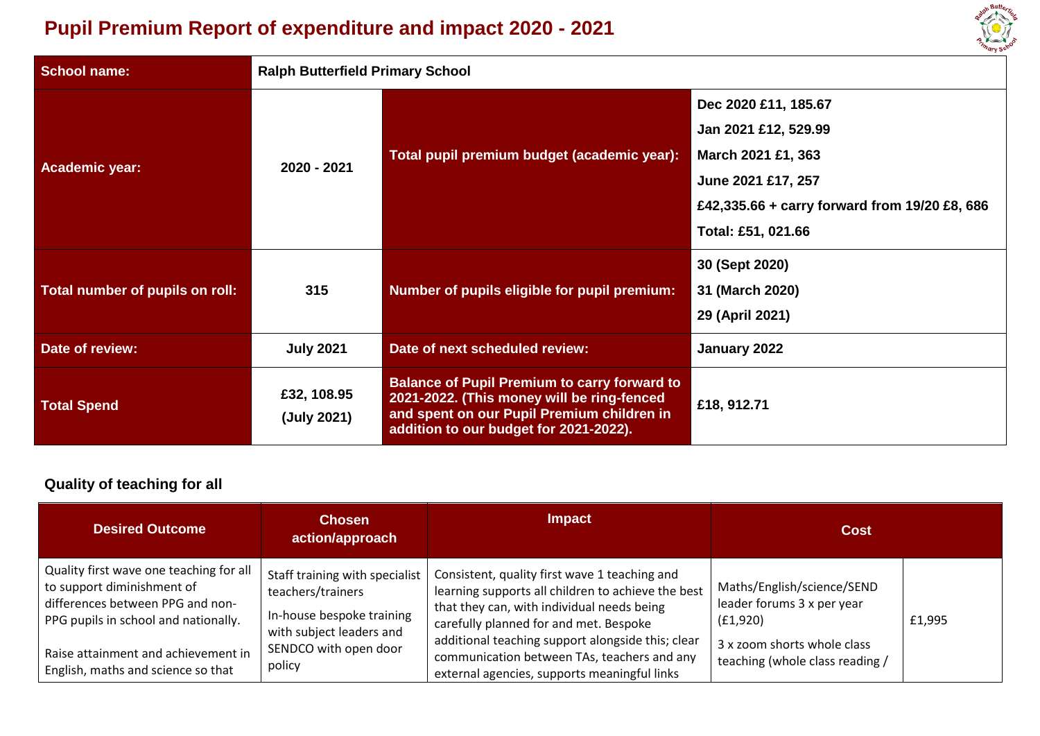# Pupil Premium Report of expenditure and impact 2020 - 2021

| School name: | Ralph Butterfield Primary School | | |
|---|---|---|---|
| Academic year: | 2020 - 2021 | Total pupil premium budget (academic year): | Dec 2020 £11, 185.67<br>Jan 2021 £12, 529.99<br>March 2021 £1, 363<br>June 2021 £17, 257<br>£42,335.66 + carry forward from 19/20 £8, 686<br>Total: £51, 021.66 |
| Total number of pupils on roll: | 315 | Number of pupils eligible for pupil premium: | 30 (Sept 2020)<br>31 (March 2020)<br>29 (April 2021) |
| Date of review: | July 2021 | Date of next scheduled review: | January 2022 |
| Total Spend | £32, 108.95<br>(July 2021) | Balance of Pupil Premium to carry forward to 2021-2022. (This money will be ring-fenced and spent on our Pupil Premium children in addition to our budget for 2021-2022). | £18, 912.71 |

## Quality of teaching for all

| Desired Outcome | Chosen action/approach | Impact | Cost | |
|---|---|---|---|---|
| Quality first wave one teaching for all to support diminishment of differences between PPG and non-PPG pupils in school and nationally.<br><br>Raise attainment and achievement in English, maths and science so that | Staff training with specialist teachers/trainers<br><br>In-house bespoke training with subject leaders and SENDCO with open door policy | Consistent, quality first wave 1 teaching and learning supports all children to achieve the best that they can, with individual needs being carefully planned for and met. Bespoke additional teaching support alongside this; clear communication between TAs, teachers and any external agencies, supports meaningful links | Maths/English/science/SEND leader forums 3 x per year (£1,920)<br><br>3 x zoom shorts whole class teaching (whole class reading / | £1,995 |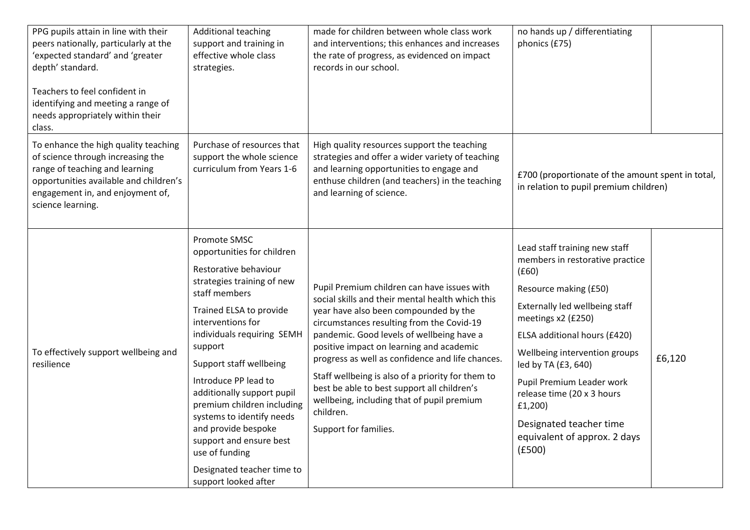| | | | | |
|---|---|---|---|---|
| PPG pupils attain in line with their peers nationally, particularly at the 'expected standard' and 'greater depth' standard.<br><br>Teachers to feel confident in identifying and meeting a range of needs appropriately within their class. | Additional teaching support and training in effective whole class strategies. | made for children between whole class work and interventions; this enhances and increases the rate of progress, as evidenced on impact records in our school. | no hands up / differentiating phonics (£75) | |
| To enhance the high quality teaching of science through increasing the range of teaching and learning opportunities available and children's engagement in, and enjoyment of, science learning. | Purchase of resources that support the whole science curriculum from Years 1-6 | High quality resources support the teaching strategies and offer a wider variety of teaching and learning opportunities to engage and enthuse children (and teachers) in the teaching and learning of science. | £700 (proportionate of the amount spent in total, in relation to pupil premium children) | |
| To effectively support wellbeing and resilience | Promote SMSC opportunities for children<br><br>Restorative behaviour strategies training of new staff members<br><br>Trained ELSA to provide interventions for individuals requiring SEMH support<br><br>Support staff wellbeing<br><br>Introduce PP lead to additionally support pupil premium children including systems to identify needs and provide bespoke support and ensure best use of funding<br><br>Designated teacher time to support looked after | Pupil Premium children can have issues with social skills and their mental health which this year have also been compounded by the circumstances resulting from the Covid-19 pandemic. Good levels of wellbeing have a positive impact on learning and academic progress as well as confidence and life chances.<br><br>Staff wellbeing is also of a priority for them to best be able to best support all children's wellbeing, including that of pupil premium children.<br><br>Support for families. | Lead staff training new staff members in restorative practice (£60)<br><br>Resource making (£50)<br><br>Externally led wellbeing staff meetings x2 (£250)<br><br>ELSA additional hours (£420)<br><br>Wellbeing intervention groups led by TA (£3, 640)<br><br>Pupil Premium Leader work release time (20 x 3 hours £1,200)<br><br>Designated teacher time equivalent of approx. 2 days (£500) | £6,120 |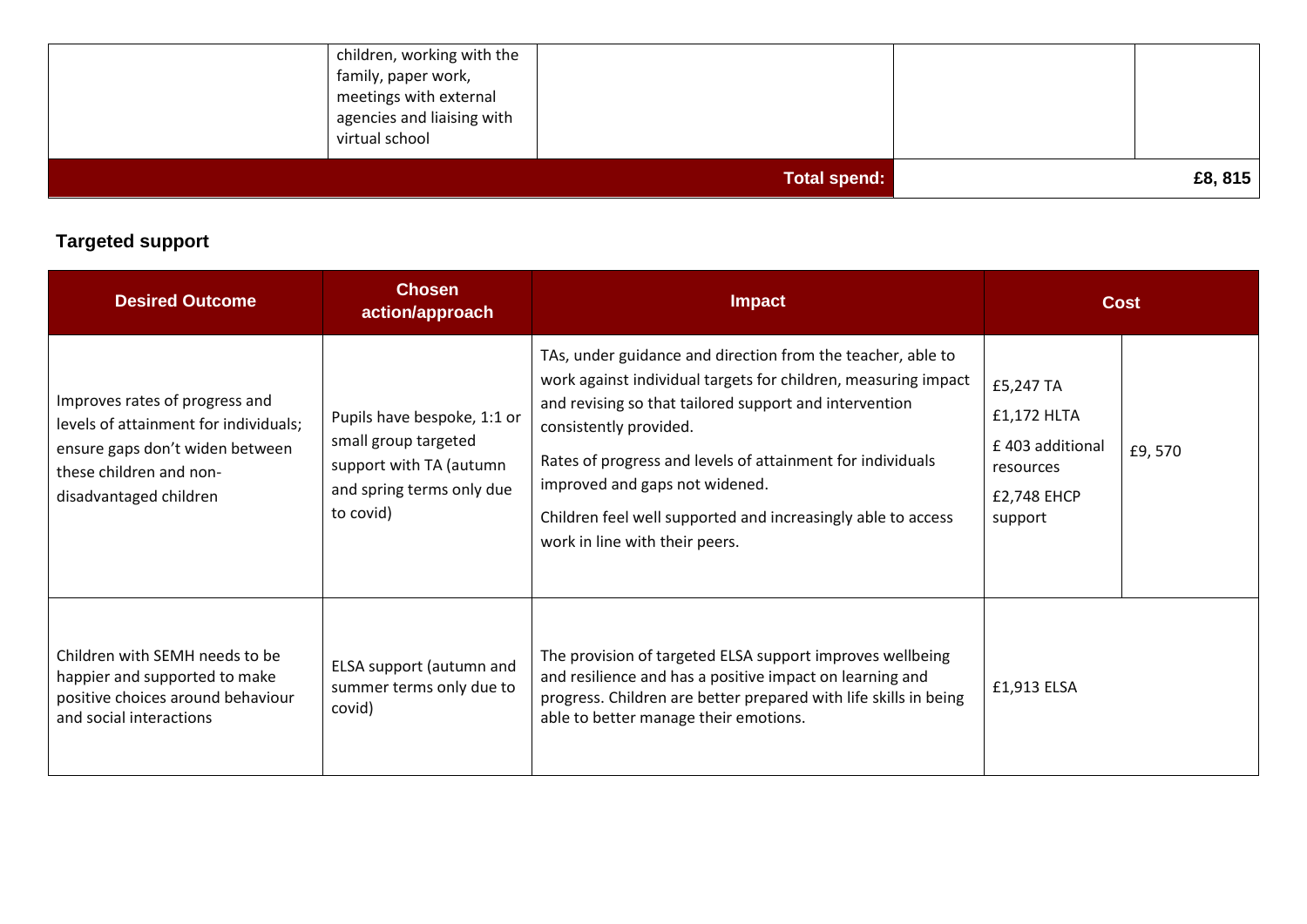| | children, working with the family, paper work, meetings with external agencies and liaising with virtual school | | | |
|---|---|---|---|---|
| | | **Total spend:** | | **£8, 815** |

**Targeted support**

| Desired Outcome | Chosen action/approach | Impact | Cost | |
|---|---|---|---|---|
| Improves rates of progress and levels of attainment for individuals; ensure gaps don't widen between these children and non-disadvantaged children | Pupils have bespoke, 1:1 or small group targeted support with TA (autumn and spring terms only due to covid) | TAs, under guidance and direction from the teacher, able to work against individual targets for children, measuring impact and revising so that tailored support and intervention consistently provided.<br><br>Rates of progress and levels of attainment for individuals improved and gaps not widened.<br><br>Children feel well supported and increasingly able to access work in line with their peers. | £5,247 TA<br>£1,172 HLTA<br>£ 403 additional resources<br>£2,748 EHCP support | £9, 570 |
| Children with SEMH needs to be happier and supported to make positive choices around behaviour and social interactions | ELSA support (autumn and summer terms only due to covid) | The provision of targeted ELSA support improves wellbeing and resilience and has a positive impact on learning and progress. Children are better prepared with life skills in being able to better manage their emotions. | £1,913 ELSA | |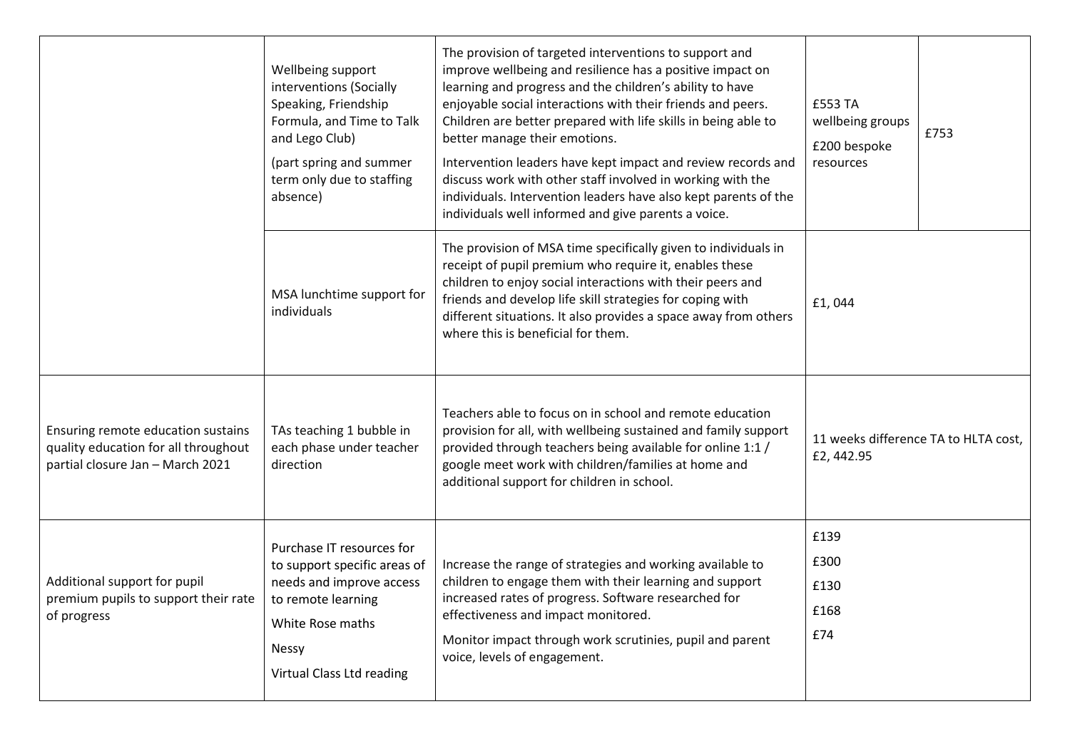| | | | | |
|---|---|---|---|---|
| | Wellbeing support interventions (Socially Speaking, Friendship Formula, and Time to Talk and Lego Club)<br><br>(part spring and summer term only due to staffing absence) | The provision of targeted interventions to support and improve wellbeing and resilience has a positive impact on learning and progress and the children's ability to have enjoyable social interactions with their friends and peers. Children are better prepared with life skills in being able to better manage their emotions.<br><br>Intervention leaders have kept impact and review records and discuss work with other staff involved in working with the individuals. Intervention leaders have also kept parents of the individuals well informed and give parents a voice. | £553 TA wellbeing groups<br><br>£200 bespoke resources | £753 |
| | MSA lunchtime support for individuals | The provision of MSA time specifically given to individuals in receipt of pupil premium who require it, enables these children to enjoy social interactions with their peers and friends and develop life skill strategies for coping with different situations. It also provides a space away from others where this is beneficial for them. | £1, 044 | |
| Ensuring remote education sustains quality education for all throughout partial closure Jan – March 2021 | TAs teaching 1 bubble in each phase under teacher direction | Teachers able to focus on in school and remote education provision for all, with wellbeing sustained and family support provided through teachers being available for online 1:1 / google meet work with children/families at home and additional support for children in school. | 11 weeks difference TA to HLTA cost, £2, 442.95 | |
| Additional support for pupil premium pupils to support their rate of progress | Purchase IT resources for to support specific areas of needs and improve access to remote learning<br><br>White Rose maths<br><br>Nessy<br><br>Virtual Class Ltd reading | Increase the range of strategies and working available to children to engage them with their learning and support increased rates of progress. Software researched for effectiveness and impact monitored.<br><br>Monitor impact through work scrutinies, pupil and parent voice, levels of engagement. | £139<br><br>£300<br><br>£130<br><br>£168<br><br>£74 | |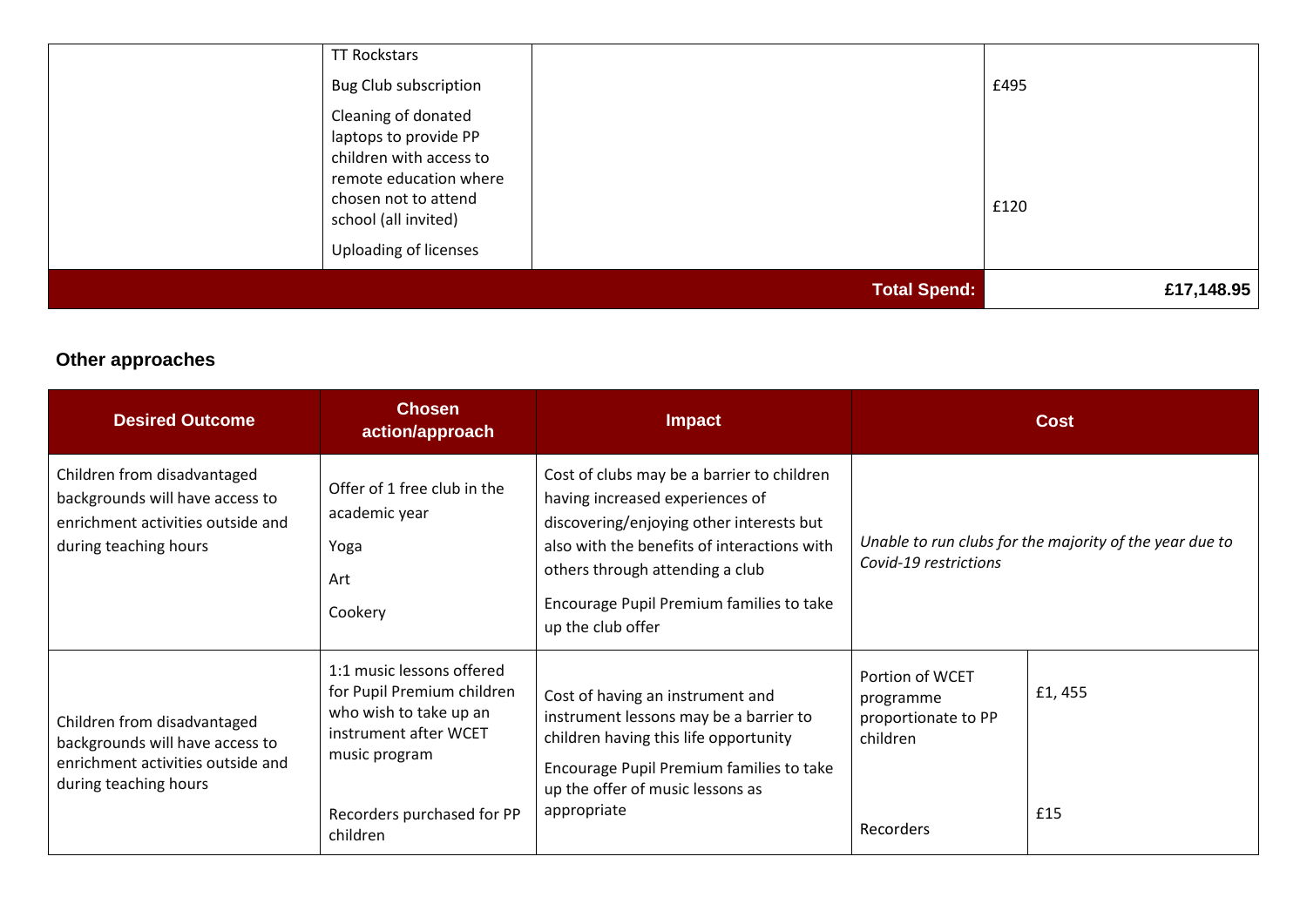| | | | |
|---|---|---|---|
| | TT Rockstars<br>Bug Club subscription<br>Cleaning of donated laptops to provide PP children with access to remote education where chosen not to attend school (all invited)<br>Uploading of licenses | | £495<br><br>£120 |
| | | **Total Spend:** | **£17,148.95** |

### Other approaches

| Desired Outcome | Chosen action/approach | Impact | Cost | |
|---|---|---|---|---|
| Children from disadvantaged backgrounds will have access to enrichment activities outside and during teaching hours | Offer of 1 free club in the academic year<br>Yoga<br>Art<br>Cookery | Cost of clubs may be a barrier to children having increased experiences of discovering/enjoying other interests but also with the benefits of interactions with others through attending a club<br>Encourage Pupil Premium families to take up the club offer | *Unable to run clubs for the majority of the year due to Covid-19 restrictions* | |
| Children from disadvantaged backgrounds will have access to enrichment activities outside and during teaching hours | 1:1 music lessons offered for Pupil Premium children who wish to take up an instrument after WCET music program<br>Recorders purchased for PP children | Cost of having an instrument and instrument lessons may be a barrier to children having this life opportunity<br>Encourage Pupil Premium families to take up the offer of music lessons as appropriate | Portion of WCET programme proportionate to PP children<br>Recorders | £1, 455<br>£15 |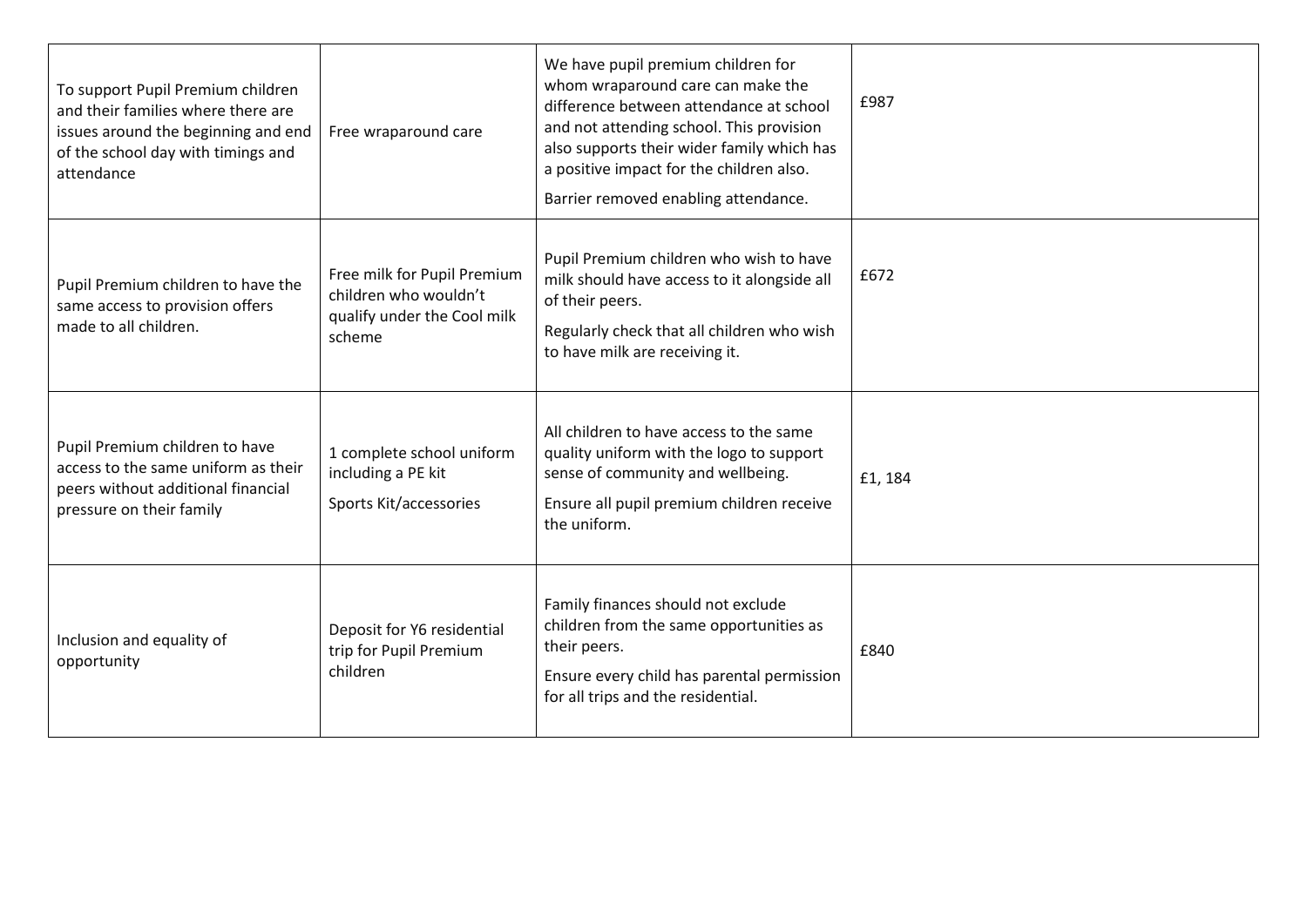| | | | |
|---|---|---|---|
| To support Pupil Premium children and their families where there are issues around the beginning and end of the school day with timings and attendance | Free wraparound care | We have pupil premium children for whom wraparound care can make the difference between attendance at school and not attending school. This provision also supports their wider family which has a positive impact for the children also.<br><br>Barrier removed enabling attendance. | £987 |
| Pupil Premium children to have the same access to provision offers made to all children. | Free milk for Pupil Premium children who wouldn't qualify under the Cool milk scheme | Pupil Premium children who wish to have milk should have access to it alongside all of their peers.<br><br>Regularly check that all children who wish to have milk are receiving it. | £672 |
| Pupil Premium children to have access to the same uniform as their peers without additional financial pressure on their family | 1 complete school uniform including a PE kit<br><br>Sports Kit/accessories | All children to have access to the same quality uniform with the logo to support sense of community and wellbeing.<br><br>Ensure all pupil premium children receive the uniform. | £1, 184 |
| Inclusion and equality of opportunity | Deposit for Y6 residential trip for Pupil Premium children | Family finances should not exclude children from the same opportunities as their peers.<br><br>Ensure every child has parental permission for all trips and the residential. | £840 |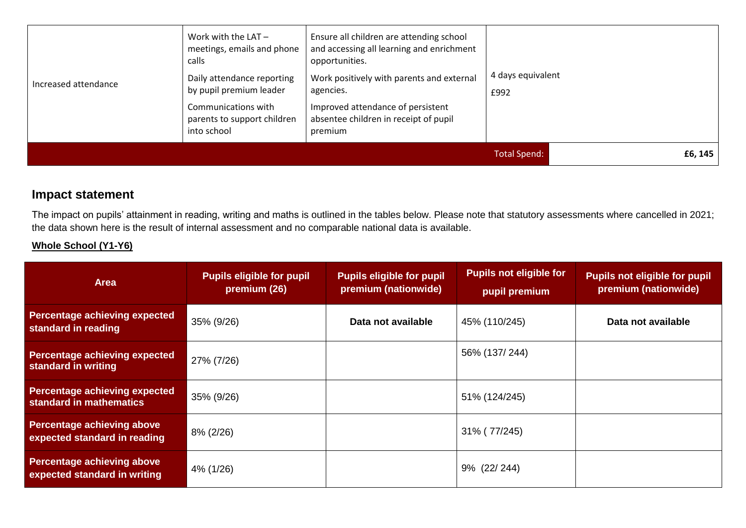| Increased attendance | Work with the LAT – meetings, emails and phone calls<br>Daily attendance reporting by pupil premium leader<br>Communications with parents to support children into school | Ensure all children are attending school and accessing all learning and enrichment opportunities.<br>Work positively with parents and external agencies.<br>Improved attendance of persistent absentee children in receipt of pupil premium | 4 days equivalent<br>£992 | |
|---|---|---|---|---|
| | | | Total Spend: | **£6, 145** |

## Impact statement

The impact on pupils' attainment in reading, writing and maths is outlined in the tables below. Please note that statutory assessments where cancelled in 2021; the data shown here is the result of internal assessment and no comparable national data is available.

**Whole School (Y1-Y6)**

| Area | Pupils eligible for pupil premium (26) | Pupils eligible for pupil premium (nationwide) | Pupils not eligible for pupil premium | Pupils not eligible for pupil premium (nationwide) |
|---|---|---|---|---|
| **Percentage achieving expected standard in reading** | 35% (9/26) | **Data not available** | 45% (110/245) | **Data not available** |
| **Percentage achieving expected standard in writing** | 27% (7/26) | | 56% (137/ 244) | |
| **Percentage achieving expected standard in mathematics** | 35% (9/26) | | 51% (124/245) | |
| **Percentage achieving above expected standard in reading** | 8% (2/26) | | 31% ( 77/245) | |
| **Percentage achieving above expected standard in writing** | 4% (1/26) | | 9% (22/ 244) | |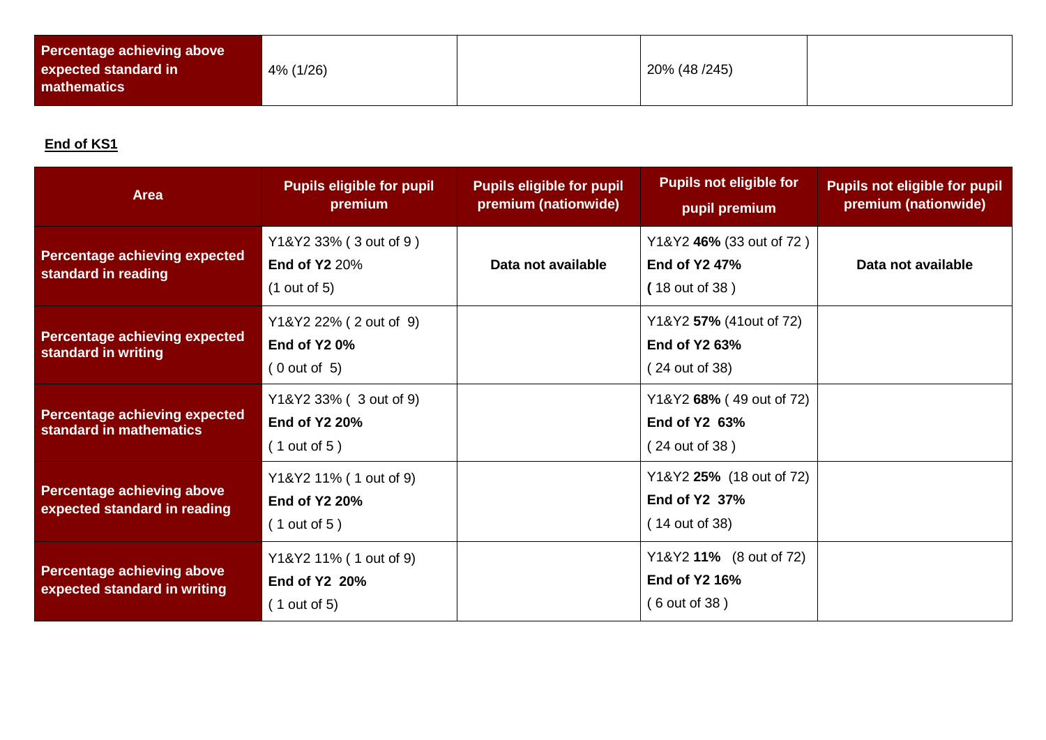| Percentage achieving above expected standard in mathematics | 4% (1/26) | | 20% (48 /245) | |
|---|---|---|---|---|

**End of KS1**

| Area | Pupils eligible for pupil premium | Pupils eligible for pupil premium (nationwide) | Pupils not eligible for pupil premium | Pupils not eligible for pupil premium (nationwide) |
|---|---|---|---|---|
| Percentage achieving expected standard in reading | Y1&Y2 33% ( 3 out of 9 ) **End of Y2** 20% (1 out of 5) | **Data not available** | Y1&Y2 **46%** (33 out of 72 ) **End of Y2 47%** **(** 18 out of 38 ) | **Data not available** |
| Percentage achieving expected standard in writing | Y1&Y2 22% ( 2 out of 9) **End of Y2 0%** ( 0 out of 5) | | Y1&Y2 **57%** (41out of 72) **End of Y2 63%** ( 24 out of 38) | |
| Percentage achieving expected standard in mathematics | Y1&Y2 33% ( 3 out of 9) **End of Y2 20%** ( 1 out of 5 ) | | Y1&Y2 **68%** ( 49 out of 72) **End of Y2 63%** ( 24 out of 38 ) | |
| Percentage achieving above expected standard in reading | Y1&Y2 11% ( 1 out of 9) **End of Y2 20%** ( 1 out of 5 ) | | Y1&Y2 **25%** (18 out of 72) **End of Y2 37%** ( 14 out of 38) | |
| Percentage achieving above expected standard in writing | Y1&Y2 11% ( 1 out of 9) **End of Y2 20%** ( 1 out of 5) | | Y1&Y2 **11%** (8 out of 72) **End of Y2 16%** ( 6 out of 38 ) | |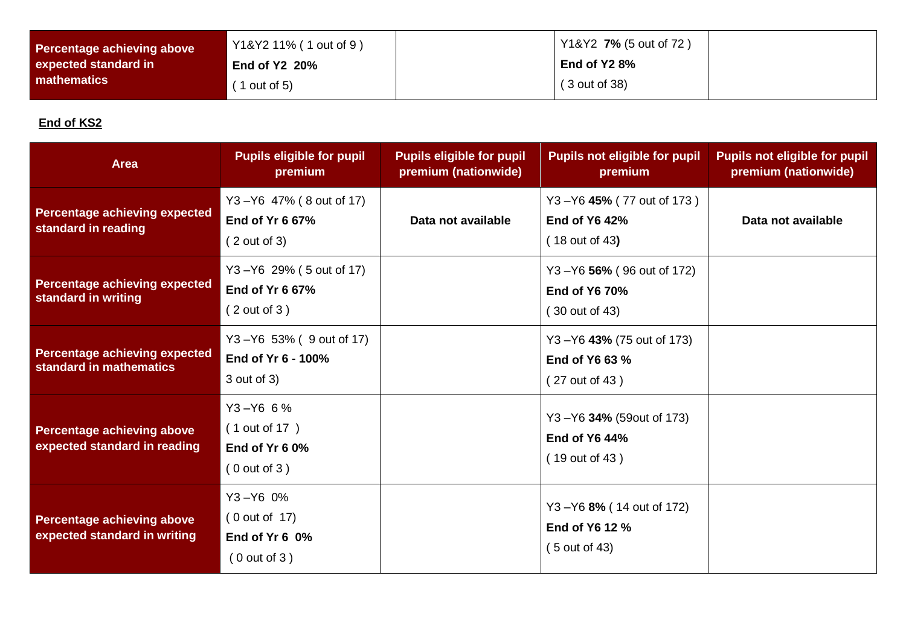| Percentage achieving above expected standard in mathematics | Y1&Y2 11% ( 1 out of 9 ) **End of Y2 20%** ( 1 out of 5) | | Y1&Y2 **7%** (5 out of 72 ) **End of Y2 8%** ( 3 out of 38) | |
|---|---|---|---|---|

**End of KS2**

| Area | Pupils eligible for pupil premium | Pupils eligible for pupil premium (nationwide) | Pupils not eligible for pupil premium | Pupils not eligible for pupil premium (nationwide) |
|---|---|---|---|---|
| **Percentage achieving expected standard in reading** | Y3 –Y6 47% ( 8 out of 17) **End of Yr 6 67%** ( 2 out of 3) | **Data not available** | Y3 –Y6 **45%** ( 77 out of 173 ) **End of Y6 42%** ( 18 out of 43**)** | **Data not available** |
| **Percentage achieving expected standard in writing** | Y3 –Y6 29% ( 5 out of 17) **End of Yr 6 67%** ( 2 out of 3 ) | | Y3 –Y6 **56%** ( 96 out of 172) **End of Y6 70%** ( 30 out of 43) | |
| **Percentage achieving expected standard in mathematics** | Y3 –Y6 53% ( 9 out of 17) **End of Yr 6 - 100%** 3 out of 3) | | Y3 –Y6 **43%** (75 out of 173) **End of Y6 63 %** ( 27 out of 43 ) | |
| **Percentage achieving above expected standard in reading** | Y3 –Y6 6 % ( 1 out of 17 ) **End of Yr 6 0%** ( 0 out of 3 ) | | Y3 –Y6 **34%** (59out of 173) **End of Y6 44%** ( 19 out of 43 ) | |
| **Percentage achieving above expected standard in writing** | Y3 –Y6 0% ( 0 out of 17) **End of Yr 6 0%** ( 0 out of 3 ) | | Y3 –Y6 **8%** ( 14 out of 172) **End of Y6 12 %** ( 5 out of 43) | |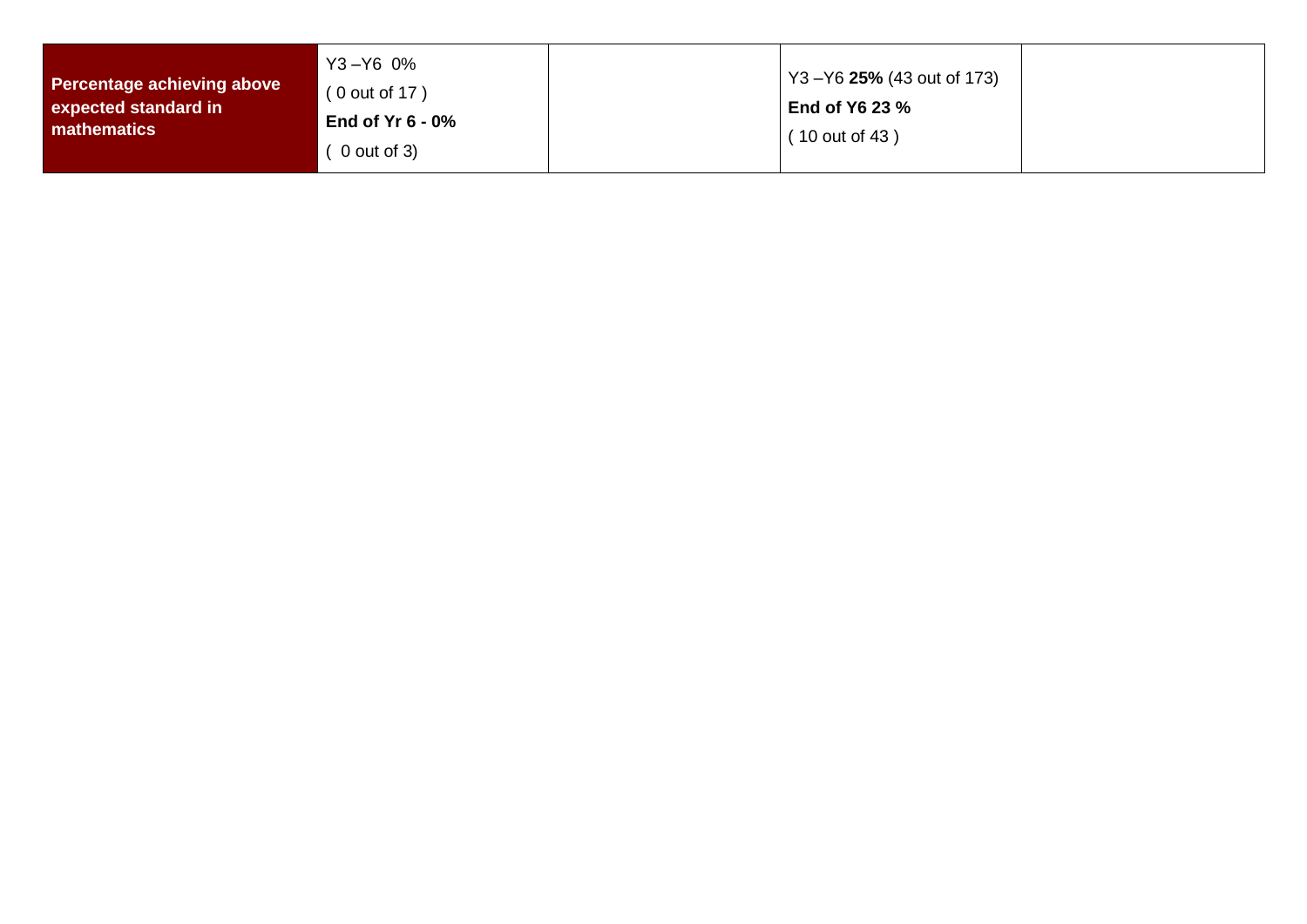| | | | | |
|---|---|---|---|---|
| **Percentage achieving above expected standard in mathematics** | Y3 –Y6 0% ( 0 out of 17 ) **End of Yr 6 - 0%** ( 0 out of 3) | | Y3 –Y6 **25%** (43 out of 173) **End of Y6 23 %** ( 10 out of 43 ) | |